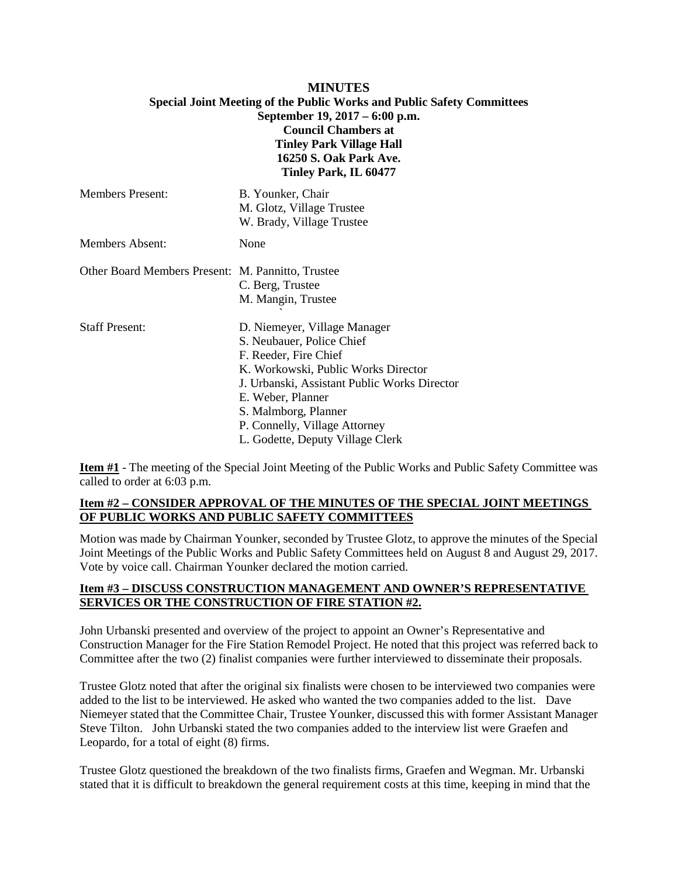# MINUTES

**Special Joint Meeting of the Public Works and Public Safety Committees**
**September 19, 2017 – 6:00 p.m.**
**Council Chambers at**
**Tinley Park Village Hall**
**16250 S. Oak Park Ave.**
**Tinley Park, IL 60477**

| | |
|---|---|
| Members Present: | B. Younker, Chair<br>M. Glotz, Village Trustee<br>W. Brady, Village Trustee |
| Members Absent: | None |
| Other Board Members Present: | M. Pannitto, Trustee<br>C. Berg, Trustee<br>M. Mangin, Trustee |
| Staff Present: | D. Niemeyer, Village Manager<br>S. Neubauer, Police Chief<br>F. Reeder, Fire Chief<br>K. Workowski, Public Works Director<br>J. Urbanski, Assistant Public Works Director<br>E. Weber, Planner<br>S. Malmborg, Planner<br>P. Connelly, Village Attorney<br>L. Godette, Deputy Village Clerk |

**Item #1** - The meeting of the Special Joint Meeting of the Public Works and Public Safety Committee was called to order at 6:03 p.m.

**Item #2 – CONSIDER APPROVAL OF THE MINUTES OF THE SPECIAL JOINT MEETINGS OF PUBLIC WORKS AND PUBLIC SAFETY COMMITTEES**

Motion was made by Chairman Younker, seconded by Trustee Glotz, to approve the minutes of the Special Joint Meetings of the Public Works and Public Safety Committees held on August 8 and August 29, 2017. Vote by voice call. Chairman Younker declared the motion carried.

**Item #3 – DISCUSS CONSTRUCTION MANAGEMENT AND OWNER'S REPRESENTATIVE SERVICES OR THE CONSTRUCTION OF FIRE STATION #2.**

John Urbanski presented and overview of the project to appoint an Owner's Representative and Construction Manager for the Fire Station Remodel Project. He noted that this project was referred back to Committee after the two (2) finalist companies were further interviewed to disseminate their proposals.

Trustee Glotz noted that after the original six finalists were chosen to be interviewed two companies were added to the list to be interviewed. He asked who wanted the two companies added to the list. Dave Niemeyer stated that the Committee Chair, Trustee Younker, discussed this with former Assistant Manager Steve Tilton. John Urbanski stated the two companies added to the interview list were Graefen and Leopardo, for a total of eight (8) firms.

Trustee Glotz questioned the breakdown of the two finalists firms, Graefen and Wegman. Mr. Urbanski stated that it is difficult to breakdown the general requirement costs at this time, keeping in mind that the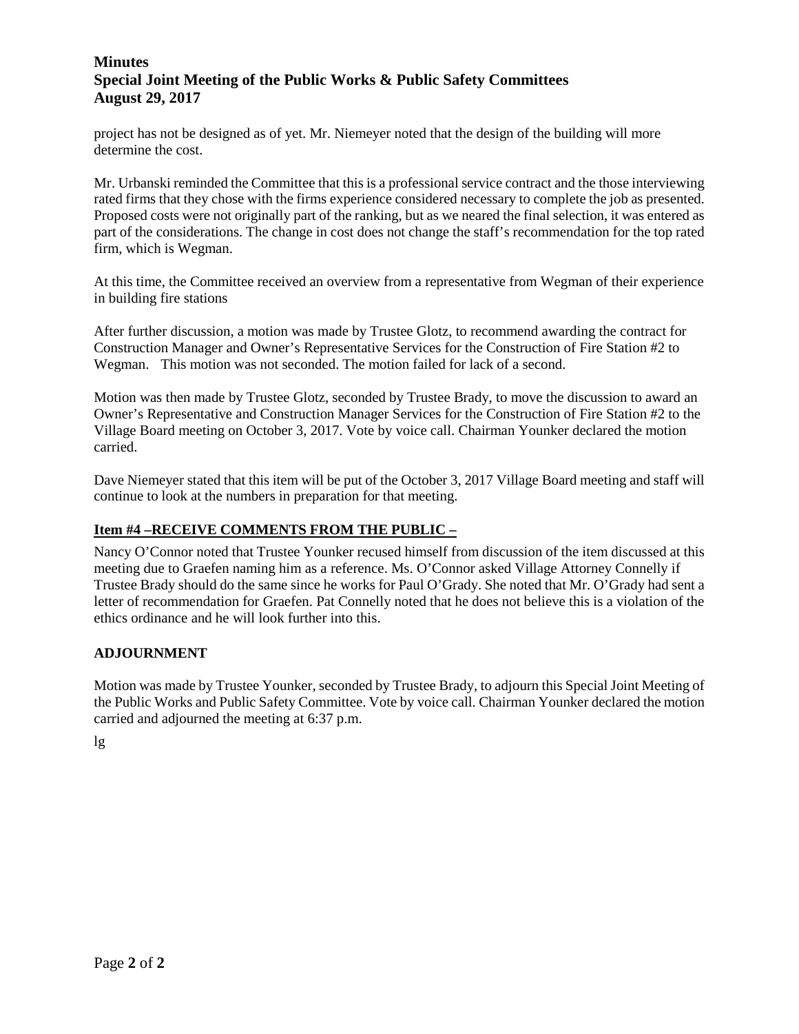project has not be designed as of yet. Mr. Niemeyer noted that the design of the building will more determine the cost.

Mr. Urbanski reminded the Committee that this is a professional service contract and the those interviewing rated firms that they chose with the firms experience considered necessary to complete the job as presented. Proposed costs were not originally part of the ranking, but as we neared the final selection, it was entered as part of the considerations. The change in cost does not change the staff's recommendation for the top rated firm, which is Wegman.

At this time, the Committee received an overview from a representative from Wegman of their experience in building fire stations

After further discussion, a motion was made by Trustee Glotz, to recommend awarding the contract for Construction Manager and Owner's Representative Services for the Construction of Fire Station #2 to Wegman. This motion was not seconded. The motion failed for lack of a second.

Motion was then made by Trustee Glotz, seconded by Trustee Brady, to move the discussion to award an Owner's Representative and Construction Manager Services for the Construction of Fire Station #2 to the Village Board meeting on October 3, 2017. Vote by voice call. Chairman Younker declared the motion carried.

Dave Niemeyer stated that this item will be put of the October 3, 2017 Village Board meeting and staff will continue to look at the numbers in preparation for that meeting.

## Item #4 –RECEIVE COMMENTS FROM THE PUBLIC –

Nancy O'Connor noted that Trustee Younker recused himself from discussion of the item discussed at this meeting due to Graefen naming him as a reference. Ms. O'Connor asked Village Attorney Connelly if Trustee Brady should do the same since he works for Paul O'Grady. She noted that Mr. O'Grady had sent a letter of recommendation for Graefen. Pat Connelly noted that he does not believe this is a violation of the ethics ordinance and he will look further into this.

## ADJOURNMENT

Motion was made by Trustee Younker, seconded by Trustee Brady, to adjourn this Special Joint Meeting of the Public Works and Public Safety Committee. Vote by voice call. Chairman Younker declared the motion carried and adjourned the meeting at 6:37 p.m.

lg